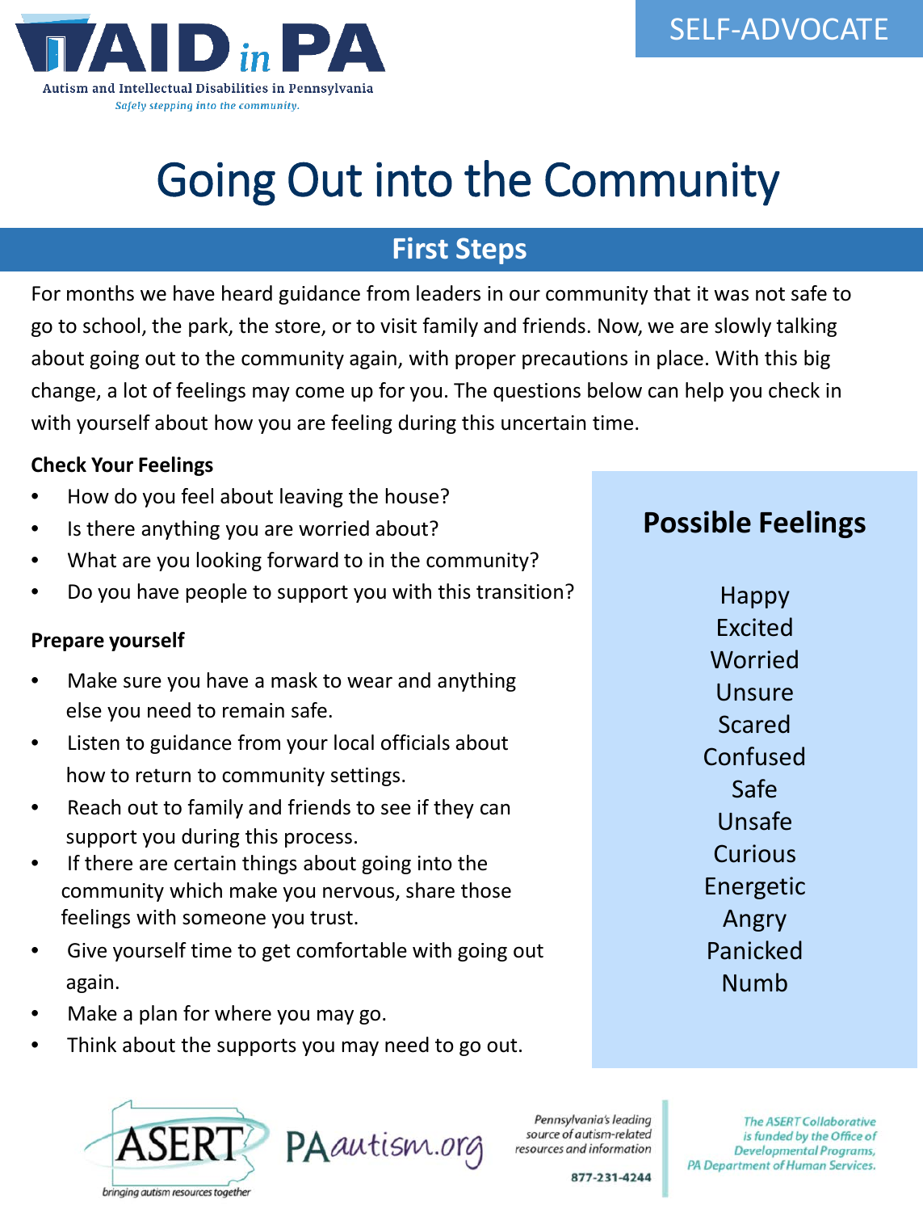SELF-ADVOCATE

AID in PA

Autism and Intellectual Disabilities in Pennsylvania

*Safely stepping into the community.*

# Going Out into the Community

## First Steps

For months we have heard guidance from leaders in our community that it was not safe to go to school, the park, the store, or to visit family and friends. Now, we are slowly talking about going out to the community again, with proper precautions in place. With this big change, a lot of feelings may come up for you. The questions below can help you check in with yourself about how you are feeling during this uncertain time.

**Check Your Feelings**

- How do you feel about leaving the house?
- Is there anything you are worried about?
- What are you looking forward to in the community?
- Do you have people to support you with this transition?

**Prepare yourself**

- Make sure you have a mask to wear and anything else you need to remain safe.
- Listen to guidance from your local officials about how to return to community settings.
- Reach out to family and friends to see if they can support you during this process.
- If there are certain things about going into the community which make you nervous, share those feelings with someone you trust.
- Give yourself time to get comfortable with going out again.
- Make a plan for where you may go.
- Think about the supports you may need to go out.

### Possible Feelings

Happy
Excited
Worried
Unsure
Scared
Confused
Safe
Unsafe
Curious
Energetic
Angry
Panicked
Numb

ASERT — bringing autism resources together

PAautism.org

*Pennsylvania's leading source of autism-related resources and information*

877-231-4244

*The ASERT Collaborative is funded by the Office of Developmental Programs, PA Department of Human Services.*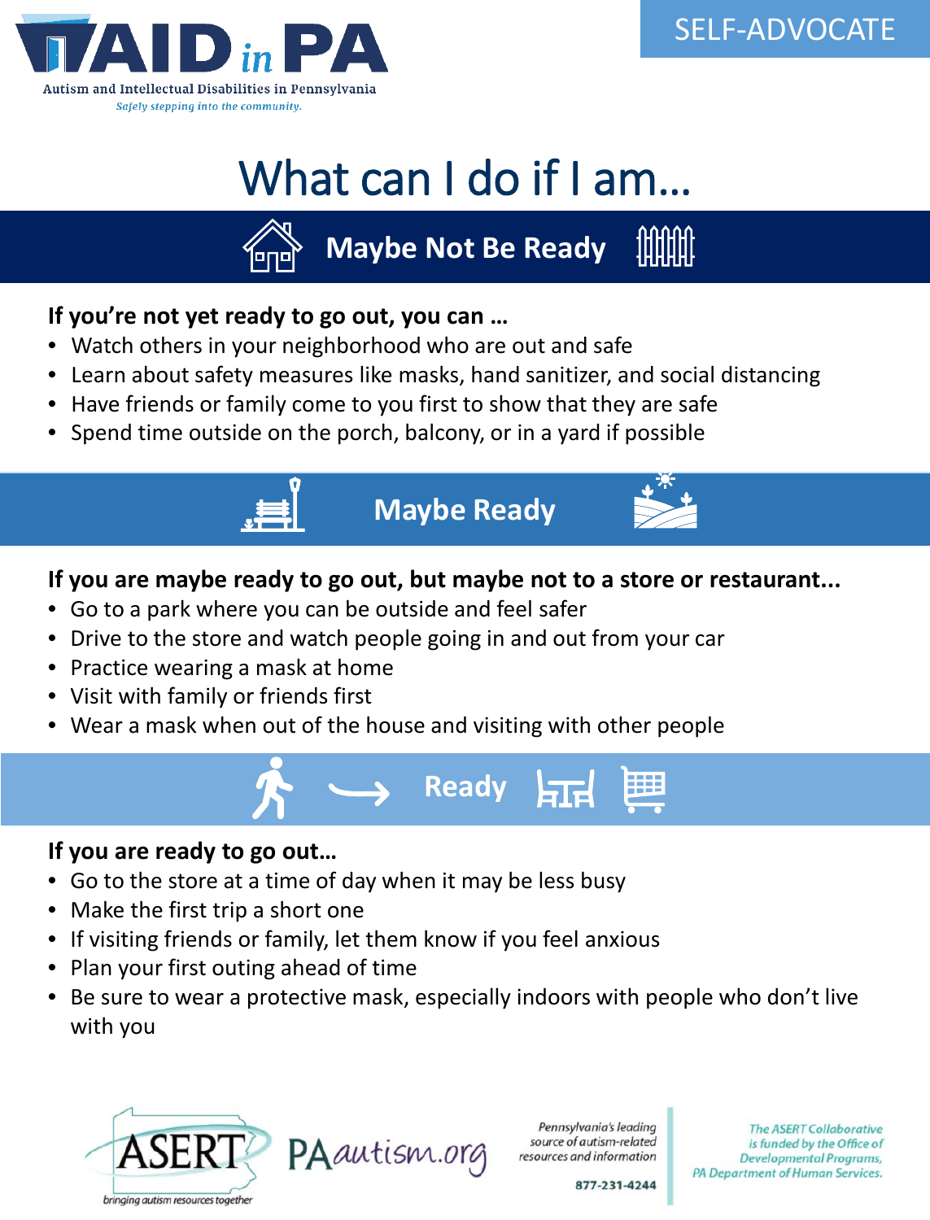AID in PA

Autism and Intellectual Disabilities in Pennsylvania

*Safely stepping into the community.*

SELF-ADVOCATE

# What can I do if I am…

## Maybe Not Be Ready

**If you're not yet ready to go out, you can …**

- Watch others in your neighborhood who are out and safe
- Learn about safety measures like masks, hand sanitizer, and social distancing
- Have friends or family come to you first to show that they are safe
- Spend time outside on the porch, balcony, or in a yard if possible

## Maybe Ready

**If you are maybe ready to go out, but maybe not to a store or restaurant...**

- Go to a park where you can be outside and feel safer
- Drive to the store and watch people going in and out from your car
- Practice wearing a mask at home
- Visit with family or friends first
- Wear a mask when out of the house and visiting with other people

## Ready

**If you are ready to go out…**

- Go to the store at a time of day when it may be less busy
- Make the first trip a short one
- If visiting friends or family, let them know if you feel anxious
- Plan your first outing ahead of time
- Be sure to wear a protective mask, especially indoors with people who don't live with you

ASERT — bringing autism resources together

PAautism.org

*Pennsylvania's leading source of autism-related resources and information*

877-231-4244

*The ASERT Collaborative is funded by the Office of Developmental Programs, PA Department of Human Services.*